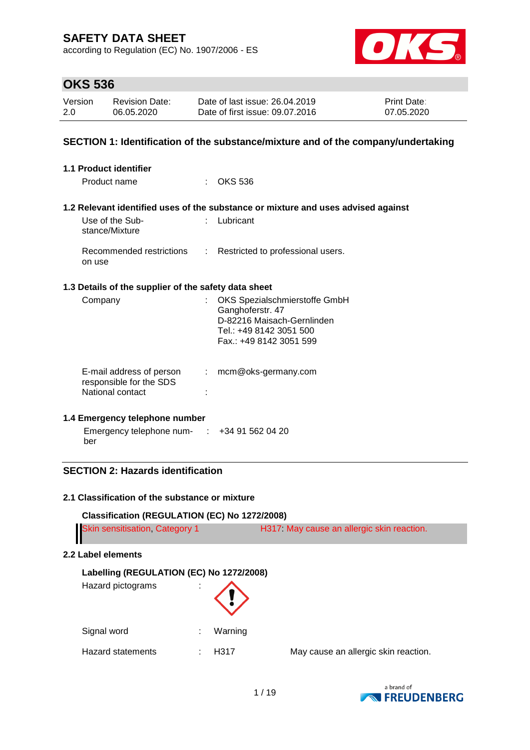# SAFETY DATA SHEET

according to Regulation (EC) No. 1907/2006 - ES

## OKS 536

| Version | Revision Date: | Date of last issue: 26.04.2019 | Print Date: |
|---|---|---|---|
| 2.0 | 06.05.2020 | Date of first issue: 09.07.2016 | 07.05.2020 |

## SECTION 1: Identification of the substance/mixture and of the company/undertaking

### 1.1 Product identifier

Product name : OKS 536

### 1.2 Relevant identified uses of the substance or mixture and uses advised against

Use of the Substance/Mixture : Lubricant

Recommended restrictions on use : Restricted to professional users.

### 1.3 Details of the supplier of the safety data sheet

Company : OKS Spezialschmierstoffe GmbH
Ganghoferstr. 47
D-82216 Maisach-Gernlinden
Tel.: +49 8142 3051 500
Fax.: +49 8142 3051 599

E-mail address of person responsible for the SDS : mcm@oks-germany.com

National contact :

### 1.4 Emergency telephone number

Emergency telephone number : +34 91 562 04 20

## SECTION 2: Hazards identification

### 2.1 Classification of the substance or mixture

**Classification (REGULATION (EC) No 1272/2008)**

| | |
|---|---|
| Skin sensitisation, Category 1 | H317: May cause an allergic skin reaction. |

### 2.2 Label elements

**Labelling (REGULATION (EC) No 1272/2008)**

Hazard pictograms :

Signal word : Warning

Hazard statements : H317 May cause an allergic skin reaction.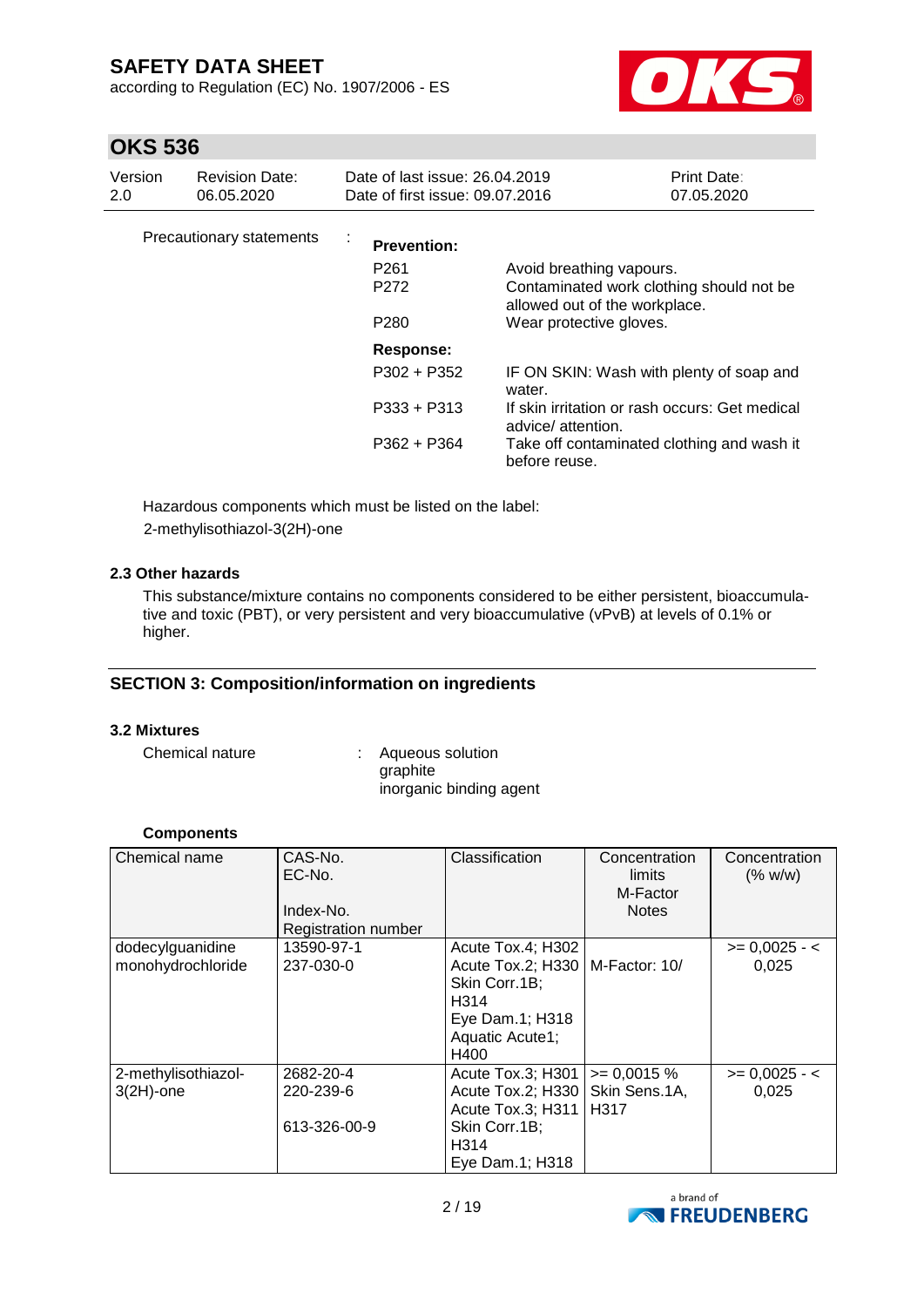Precautionary statements :

**Prevention:**

| | |
|---|---|
| P261 | Avoid breathing vapours. |
| P272 | Contaminated work clothing should not be allowed out of the workplace. |
| P280 | Wear protective gloves. |

**Response:**

| | |
|---|---|
| P302 + P352 | IF ON SKIN: Wash with plenty of soap and water. |
| P333 + P313 | If skin irritation or rash occurs: Get medical advice/ attention. |
| P362 + P364 | Take off contaminated clothing and wash it before reuse. |

Hazardous components which must be listed on the label:
2-methylisothiazol-3(2H)-one

### 2.3 Other hazards

This substance/mixture contains no components considered to be either persistent, bioaccumulative and toxic (PBT), or very persistent and very bioaccumulative (vPvB) at levels of 0.1% or higher.

## SECTION 3: Composition/information on ingredients

### 3.2 Mixtures

Chemical nature : Aqueous solution
graphite
inorganic binding agent

**Components**

| Chemical name | CAS-No.<br>EC-No.<br>Index-No.<br>Registration number | Classification | Concentration limits<br>M-Factor<br>Notes | Concentration (% w/w) |
|---|---|---|---|---|
| dodecylguanidine monohydrochloride | 13590-97-1<br>237-030-0 | Acute Tox.4; H302<br>Acute Tox.2; H330<br>Skin Corr.1B; H314<br>Eye Dam.1; H318<br>Aquatic Acute1; H400 | M-Factor: 10/ | >= 0,0025 - < 0,025 |
| 2-methylisothiazol-3(2H)-one | 2682-20-4<br>220-239-6<br>613-326-00-9 | Acute Tox.3; H301<br>Acute Tox.2; H330<br>Acute Tox.3; H311<br>Skin Corr.1B; H314<br>Eye Dam.1; H318 | >= 0,0015 %<br>Skin Sens.1A, H317 | >= 0,0025 - < 0,025 |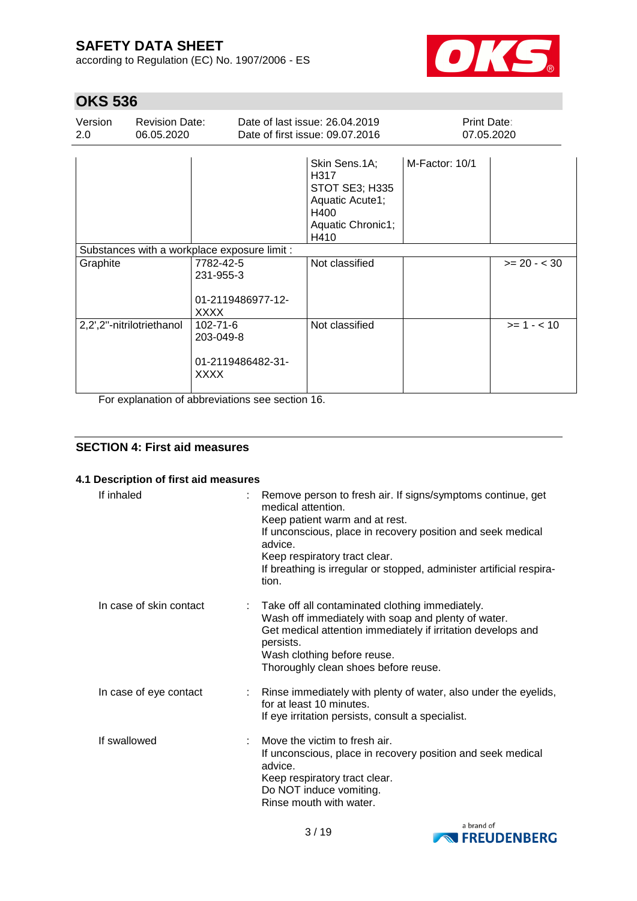| | | | | |
|---|---|---|---|---|
| | | Skin Sens.1A; H317<br>STOT SE3; H335<br>Aquatic Acute1; H400<br>Aquatic Chronic1; H410 | M-Factor: 10/1 | |
| Substances with a workplace exposure limit : | | | | |
| Graphite | 7782-42-5<br>231-955-3<br><br>01-2119486977-12-XXXX | Not classified | | >= 20 - < 30 |
| 2,2',2''-nitrilotriethanol | 102-71-6<br>203-049-8<br><br>01-2119486482-31-XXXX | Not classified | | >= 1 - < 10 |

For explanation of abbreviations see section 16.

## SECTION 4: First aid measures

### 4.1 Description of first aid measures

If inhaled : Remove person to fresh air. If signs/symptoms continue, get medical attention.
Keep patient warm and at rest.
If unconscious, place in recovery position and seek medical advice.
Keep respiratory tract clear.
If breathing is irregular or stopped, administer artificial respiration.

In case of skin contact : Take off all contaminated clothing immediately.
Wash off immediately with soap and plenty of water.
Get medical attention immediately if irritation develops and persists.
Wash clothing before reuse.
Thoroughly clean shoes before reuse.

In case of eye contact : Rinse immediately with plenty of water, also under the eyelids, for at least 10 minutes.
If eye irritation persists, consult a specialist.

If swallowed : Move the victim to fresh air.
If unconscious, place in recovery position and seek medical advice.
Keep respiratory tract clear.
Do NOT induce vomiting.
Rinse mouth with water.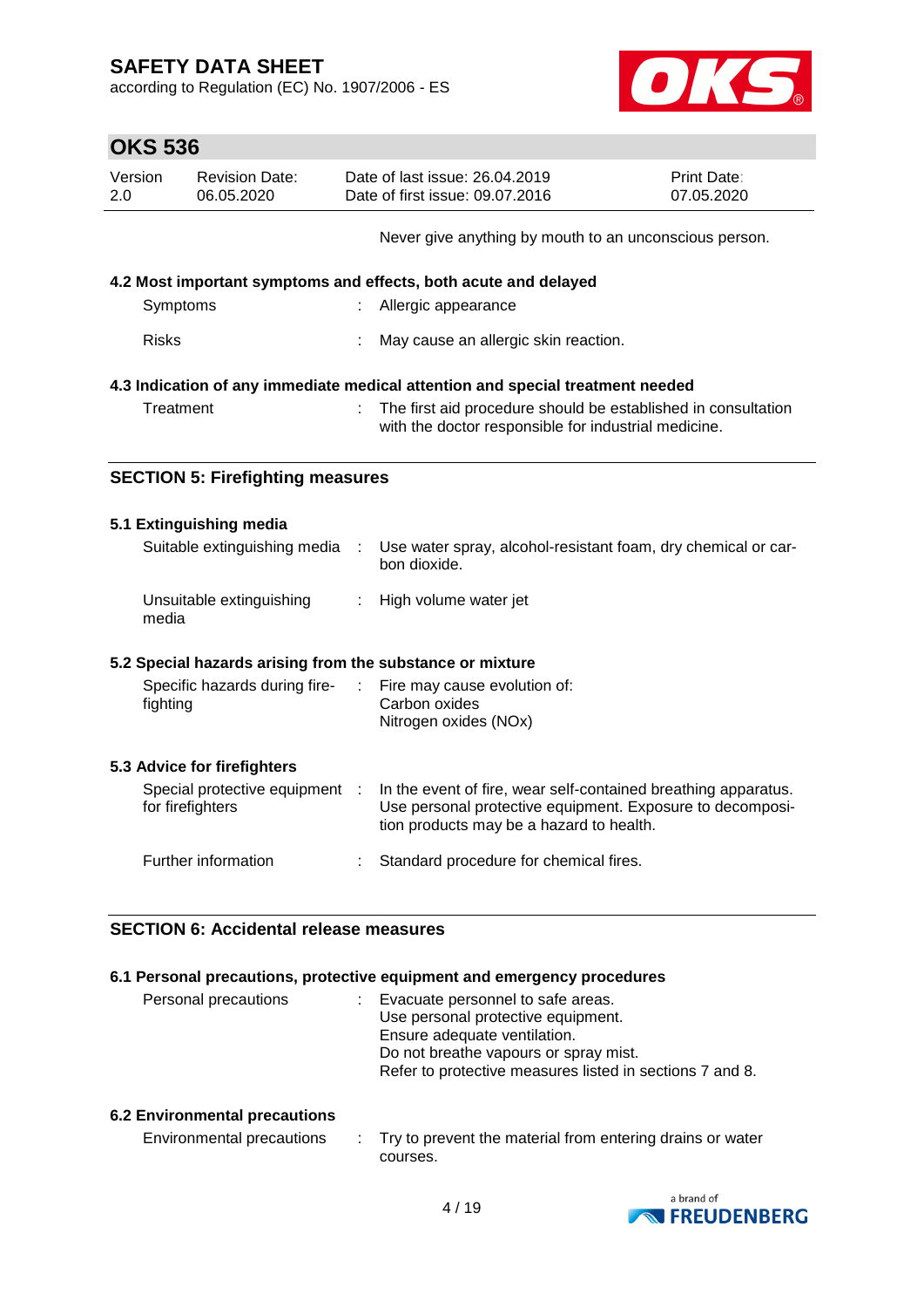Never give anything by mouth to an unconscious person.

### 4.2 Most important symptoms and effects, both acute and delayed

| | |
|---|---|
| Symptoms | : Allergic appearance |
| Risks | : May cause an allergic skin reaction. |

### 4.3 Indication of any immediate medical attention and special treatment needed

| | |
|---|---|
| Treatment | : The first aid procedure should be established in consultation with the doctor responsible for industrial medicine. |

## SECTION 5: Firefighting measures

### 5.1 Extinguishing media

| | |
|---|---|
| Suitable extinguishing media | : Use water spray, alcohol-resistant foam, dry chemical or carbon dioxide. |
| Unsuitable extinguishing media | : High volume water jet |

### 5.2 Special hazards arising from the substance or mixture

| | |
|---|---|
| Specific hazards during firefighting | : Fire may cause evolution of:<br>Carbon oxides<br>Nitrogen oxides (NOx) |

### 5.3 Advice for firefighters

| | |
|---|---|
| Special protective equipment for firefighters | : In the event of fire, wear self-contained breathing apparatus. Use personal protective equipment. Exposure to decomposition products may be a hazard to health. |
| Further information | : Standard procedure for chemical fires. |

## SECTION 6: Accidental release measures

### 6.1 Personal precautions, protective equipment and emergency procedures

| | |
|---|---|
| Personal precautions | : Evacuate personnel to safe areas.<br>Use personal protective equipment.<br>Ensure adequate ventilation.<br>Do not breathe vapours or spray mist.<br>Refer to protective measures listed in sections 7 and 8. |

### 6.2 Environmental precautions

| | |
|---|---|
| Environmental precautions | : Try to prevent the material from entering drains or water courses. |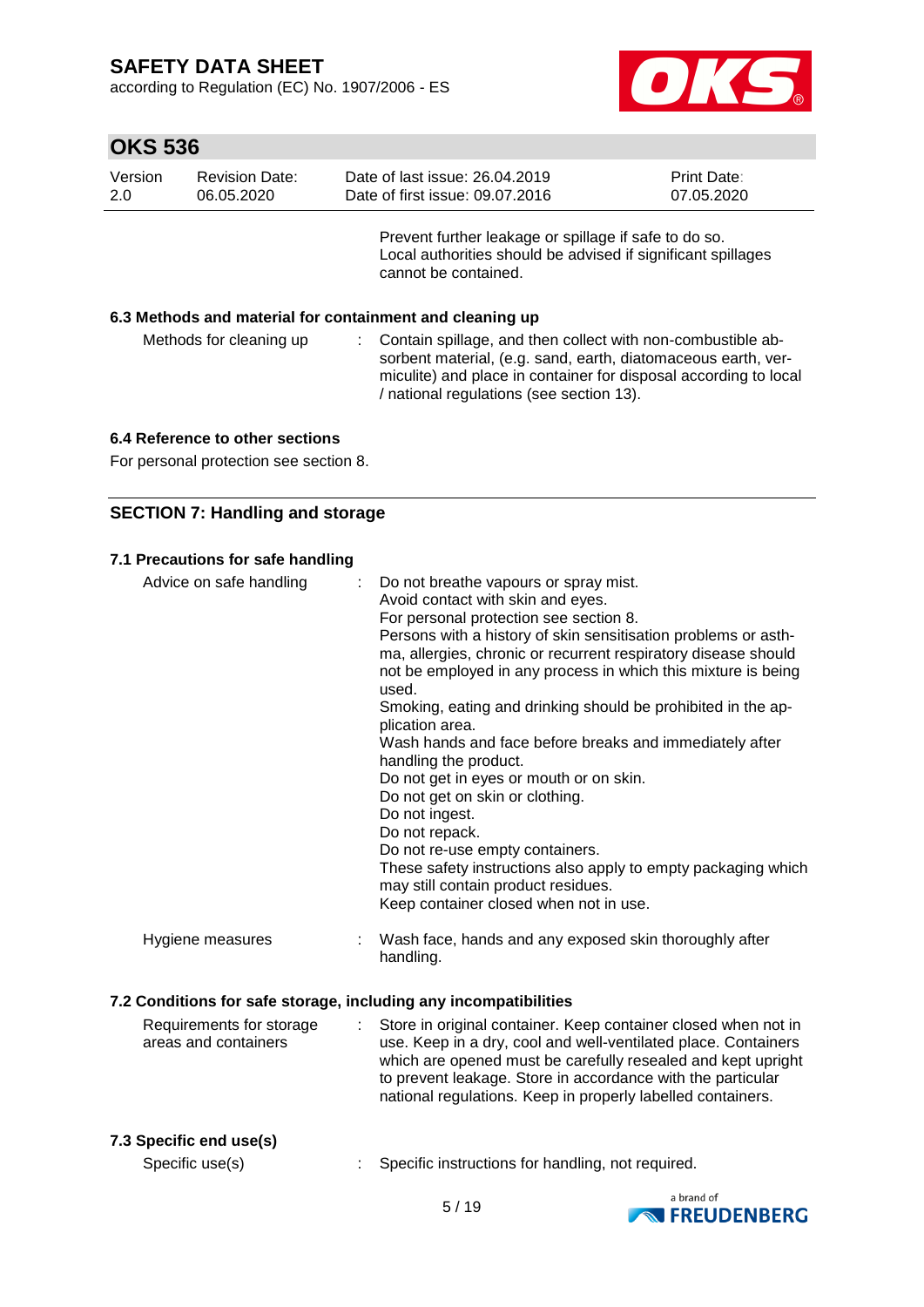Prevent further leakage or spillage if safe to do so.
Local authorities should be advised if significant spillages cannot be contained.

### 6.3 Methods and material for containment and cleaning up

| | |
|---|---|
| Methods for cleaning up | : Contain spillage, and then collect with non-combustible absorbent material, (e.g. sand, earth, diatomaceous earth, vermiculite) and place in container for disposal according to local / national regulations (see section 13). |

### 6.4 Reference to other sections

For personal protection see section 8.

## SECTION 7: Handling and storage

### 7.1 Precautions for safe handling

| | |
|---|---|
| Advice on safe handling | : Do not breathe vapours or spray mist.<br>Avoid contact with skin and eyes.<br>For personal protection see section 8.<br>Persons with a history of skin sensitisation problems or asthma, allergies, chronic or recurrent respiratory disease should not be employed in any process in which this mixture is being used.<br>Smoking, eating and drinking should be prohibited in the application area.<br>Wash hands and face before breaks and immediately after handling the product.<br>Do not get in eyes or mouth or on skin.<br>Do not get on skin or clothing.<br>Do not ingest.<br>Do not repack.<br>Do not re-use empty containers.<br>These safety instructions also apply to empty packaging which may still contain product residues.<br>Keep container closed when not in use. |
| Hygiene measures | : Wash face, hands and any exposed skin thoroughly after handling. |

### 7.2 Conditions for safe storage, including any incompatibilities

| | |
|---|---|
| Requirements for storage areas and containers | : Store in original container. Keep container closed when not in use. Keep in a dry, cool and well-ventilated place. Containers which are opened must be carefully resealed and kept upright to prevent leakage. Store in accordance with the particular national regulations. Keep in properly labelled containers. |

### 7.3 Specific end use(s)

| | |
|---|---|
| Specific use(s) | : Specific instructions for handling, not required. |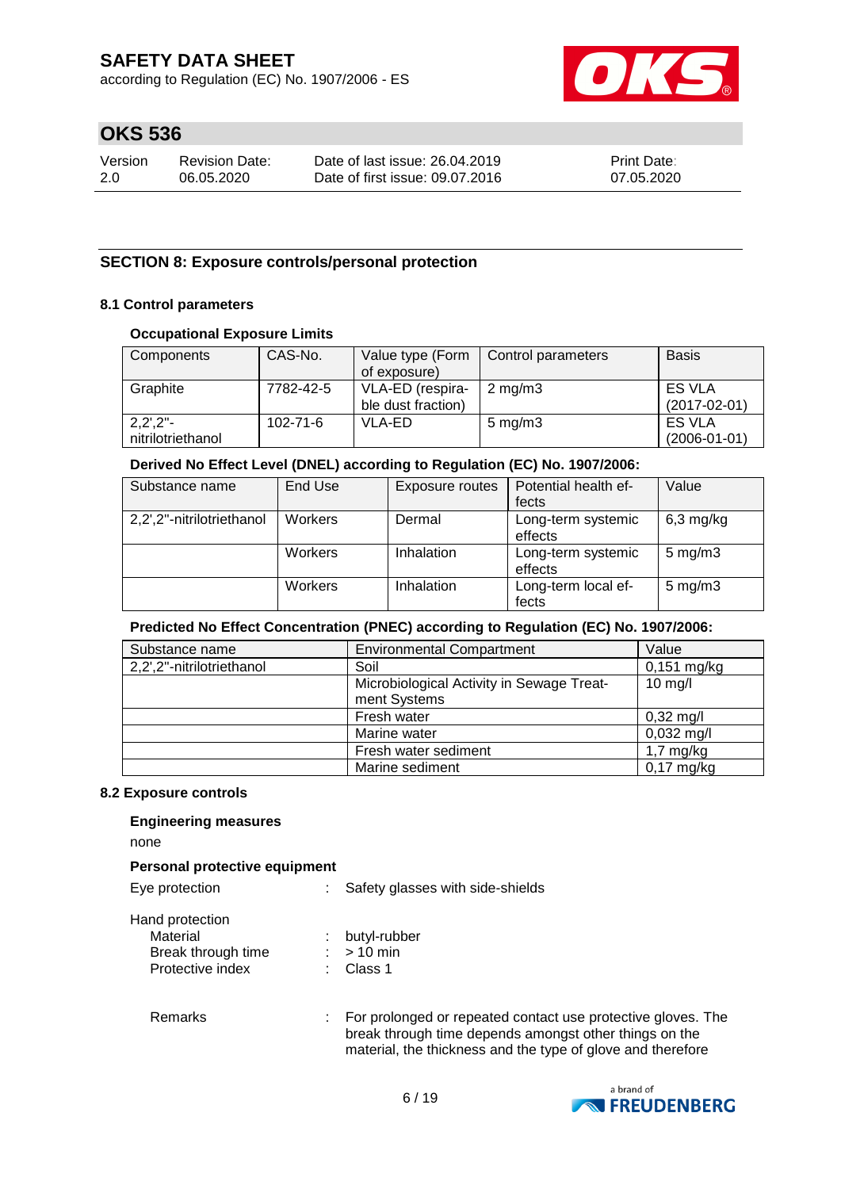## SECTION 8: Exposure controls/personal protection

### 8.1 Control parameters

**Occupational Exposure Limits**

| Components | CAS-No. | Value type (Form of exposure) | Control parameters | Basis |
|---|---|---|---|---|
| Graphite | 7782-42-5 | VLA-ED (respirable dust fraction) | 2 mg/m3 | ES VLA (2017-02-01) |
| 2,2',2"-nitrilotriethanol | 102-71-6 | VLA-ED | 5 mg/m3 | ES VLA (2006-01-01) |

**Derived No Effect Level (DNEL) according to Regulation (EC) No. 1907/2006:**

| Substance name | End Use | Exposure routes | Potential health effects | Value |
|---|---|---|---|---|
| 2,2',2"-nitrilotriethanol | Workers | Dermal | Long-term systemic effects | 6,3 mg/kg |
| | Workers | Inhalation | Long-term systemic effects | 5 mg/m3 |
| | Workers | Inhalation | Long-term local effects | 5 mg/m3 |

**Predicted No Effect Concentration (PNEC) according to Regulation (EC) No. 1907/2006:**

| Substance name | Environmental Compartment | Value |
|---|---|---|
| 2,2',2"-nitrilotriethanol | Soil | 0,151 mg/kg |
| | Microbiological Activity in Sewage Treatment Systems | 10 mg/l |
| | Fresh water | 0,32 mg/l |
| | Marine water | 0,032 mg/l |
| | Fresh water sediment | 1,7 mg/kg |
| | Marine sediment | 0,17 mg/kg |

### 8.2 Exposure controls

**Engineering measures**

none

**Personal protective equipment**

Eye protection : Safety glasses with side-shields

Hand protection
- Material : butyl-rubber
- Break through time : > 10 min
- Protective index : Class 1

Remarks : For prolonged or repeated contact use protective gloves. The break through time depends amongst other things on the material, the thickness and the type of glove and therefore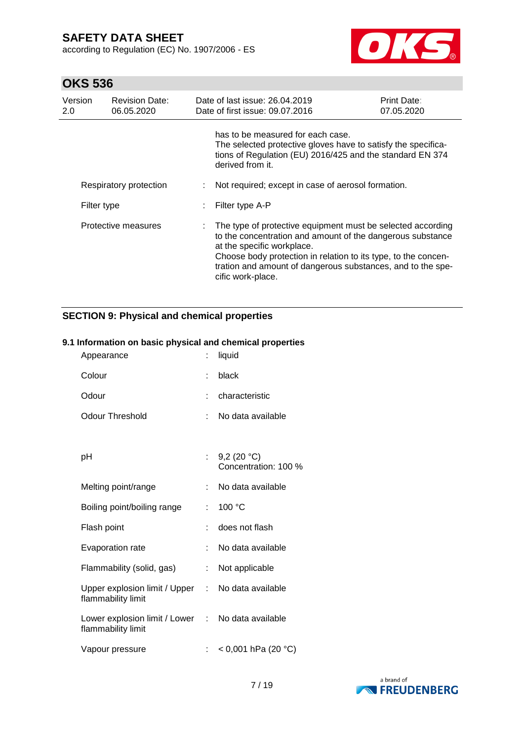has to be measured for each case.
The selected protective gloves have to satisfy the specifications of Regulation (EU) 2016/425 and the standard EN 374 derived from it.

| | | |
|---|---|---|
| Respiratory protection | : | Not required; except in case of aerosol formation. |
| Filter type | : | Filter type A-P |
| Protective measures | : | The type of protective equipment must be selected according to the concentration and amount of the dangerous substance at the specific workplace.<br>Choose body protection in relation to its type, to the concentration and amount of dangerous substances, and to the specific work-place. |

## SECTION 9: Physical and chemical properties

### 9.1 Information on basic physical and chemical properties

| | | |
|---|---|---|
| Appearance | : | liquid |
| Colour | : | black |
| Odour | : | characteristic |
| Odour Threshold | : | No data available |
| pH | : | 9,2 (20 °C)<br>Concentration: 100 % |
| Melting point/range | : | No data available |
| Boiling point/boiling range | : | 100 °C |
| Flash point | : | does not flash |
| Evaporation rate | : | No data available |
| Flammability (solid, gas) | : | Not applicable |
| Upper explosion limit / Upper flammability limit | : | No data available |
| Lower explosion limit / Lower flammability limit | : | No data available |
| Vapour pressure | : | < 0,001 hPa (20 °C) |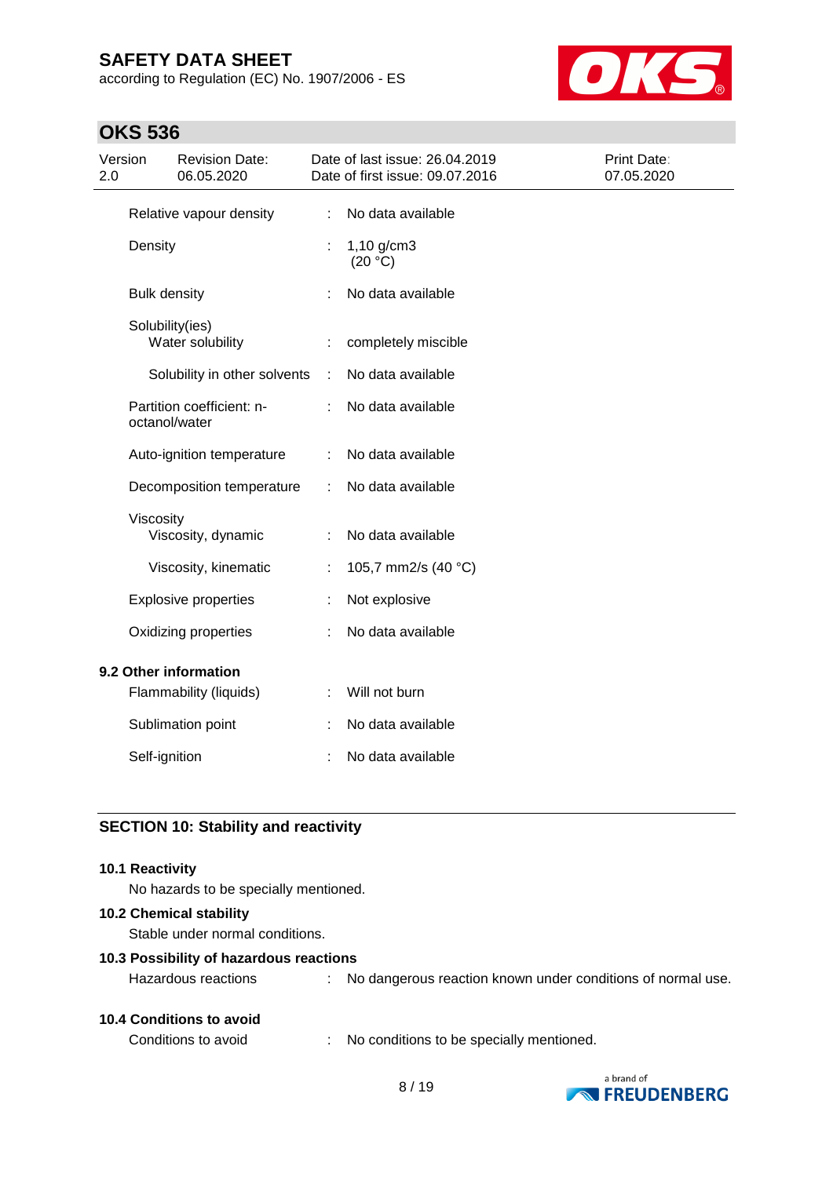| | | |
|---|---|---|
| Relative vapour density | : | No data available |
| Density | : | 1,10 g/cm3 (20 °C) |
| Bulk density | : | No data available |
| Solubility(ies) | | |
| Water solubility | : | completely miscible |
| Solubility in other solvents | : | No data available |
| Partition coefficient: n-octanol/water | : | No data available |
| Auto-ignition temperature | : | No data available |
| Decomposition temperature | : | No data available |
| Viscosity | | |
| Viscosity, dynamic | : | No data available |
| Viscosity, kinematic | : | 105,7 mm2/s (40 °C) |
| Explosive properties | : | Not explosive |
| Oxidizing properties | : | No data available |

**9.2 Other information**

| | | |
|---|---|---|
| Flammability (liquids) | : | Will not burn |
| Sublimation point | : | No data available |
| Self-ignition | : | No data available |

## SECTION 10: Stability and reactivity

**10.1 Reactivity**

No hazards to be specially mentioned.

**10.2 Chemical stability**

Stable under normal conditions.

**10.3 Possibility of hazardous reactions**

Hazardous reactions : No dangerous reaction known under conditions of normal use.

**10.4 Conditions to avoid**

Conditions to avoid : No conditions to be specially mentioned.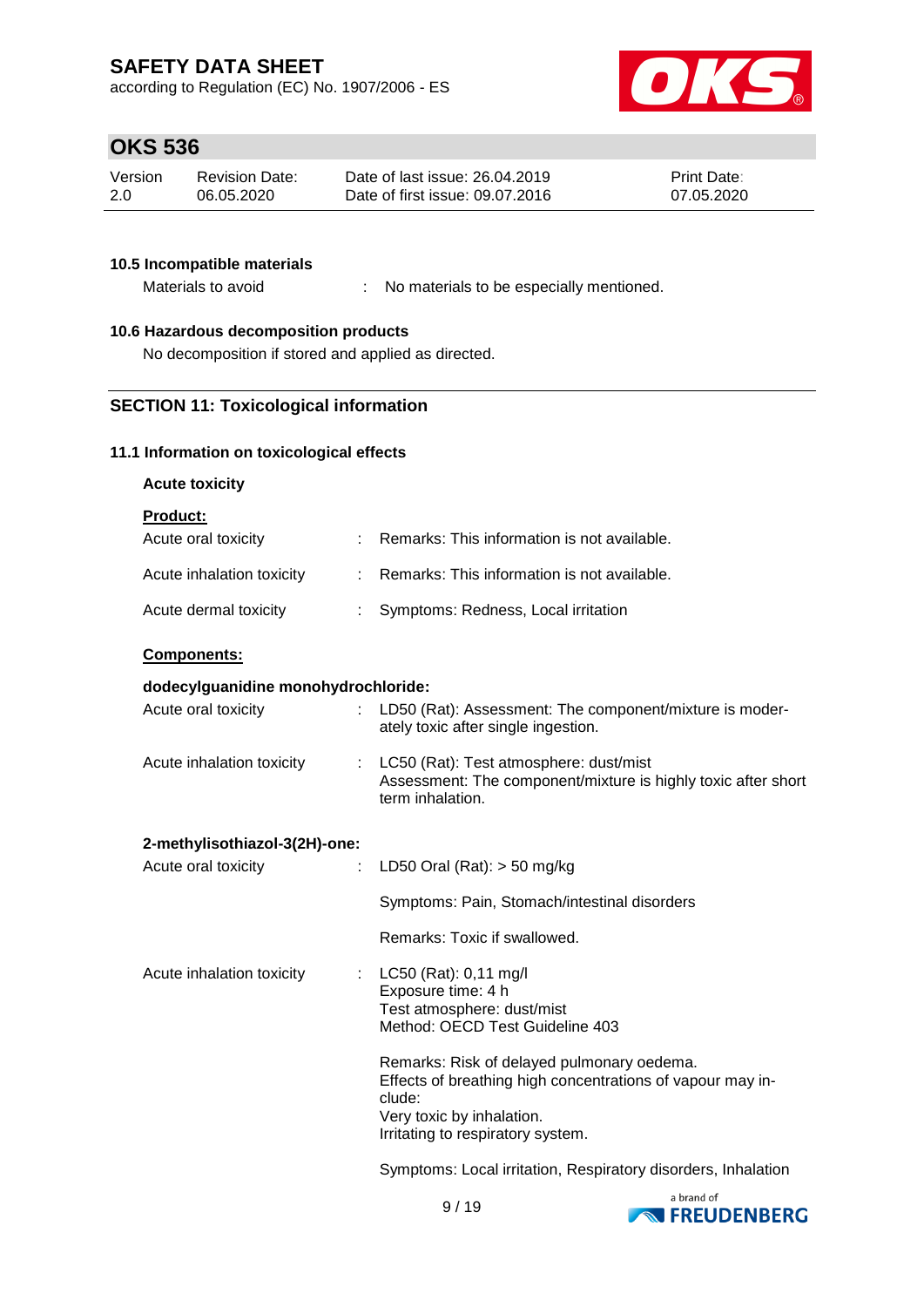### 10.5 Incompatible materials

Materials to avoid : No materials to be especially mentioned.

### 10.6 Hazardous decomposition products

No decomposition if stored and applied as directed.

## SECTION 11: Toxicological information

### 11.1 Information on toxicological effects

**Acute toxicity**

**Product:**

| | |
|---|---|
| Acute oral toxicity | : Remarks: This information is not available. |
| Acute inhalation toxicity | : Remarks: This information is not available. |
| Acute dermal toxicity | : Symptoms: Redness, Local irritation |

**Components:**

**dodecylguanidine monohydrochloride:**

| | |
|---|---|
| Acute oral toxicity | : LD50 (Rat): Assessment: The component/mixture is moderately toxic after single ingestion. |
| Acute inhalation toxicity | : LC50 (Rat): Test atmosphere: dust/mist<br>Assessment: The component/mixture is highly toxic after short term inhalation. |

**2-methylisothiazol-3(2H)-one:**

| | |
|---|---|
| Acute oral toxicity | : LD50 Oral (Rat): > 50 mg/kg<br><br>Symptoms: Pain, Stomach/intestinal disorders<br><br>Remarks: Toxic if swallowed. |
| Acute inhalation toxicity | : LC50 (Rat): 0,11 mg/l<br>Exposure time: 4 h<br>Test atmosphere: dust/mist<br>Method: OECD Test Guideline 403<br><br>Remarks: Risk of delayed pulmonary oedema.<br>Effects of breathing high concentrations of vapour may include:<br>Very toxic by inhalation.<br>Irritating to respiratory system.<br><br>Symptoms: Local irritation, Respiratory disorders, Inhalation |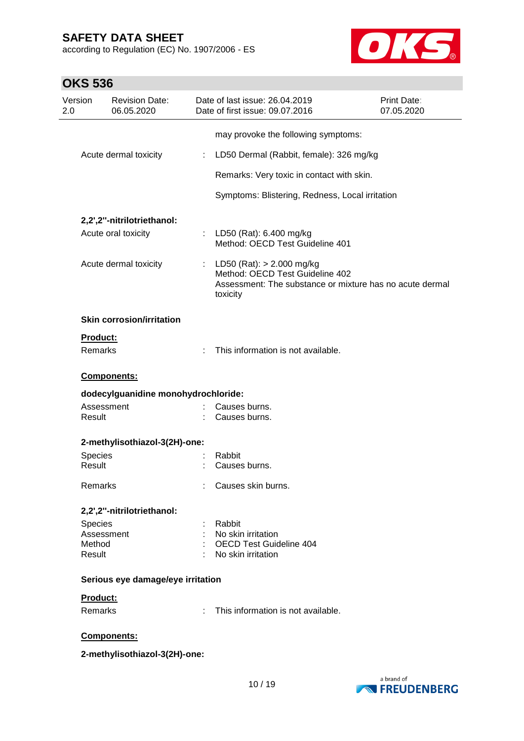may provoke the following symptoms:

Acute dermal toxicity : LD50 Dermal (Rabbit, female): 326 mg/kg

Remarks: Very toxic in contact with skin.

Symptoms: Blistering, Redness, Local irritation

**2,2',2''-nitrilotriethanol:**

Acute oral toxicity : LD50 (Rat): 6.400 mg/kg
Method: OECD Test Guideline 401

Acute dermal toxicity : LD50 (Rat): > 2.000 mg/kg
Method: OECD Test Guideline 402
Assessment: The substance or mixture has no acute dermal toxicity

**Skin corrosion/irritation**

**Product:**

Remarks : This information is not available.

**Components:**

**dodecylguanidine monohydrochloride:**

Assessment : Causes burns.
Result : Causes burns.

**2-methylisothiazol-3(2H)-one:**

Species : Rabbit
Result : Causes burns.

Remarks : Causes skin burns.

**2,2',2''-nitrilotriethanol:**

Species : Rabbit
Assessment : No skin irritation
Method : OECD Test Guideline 404
Result : No skin irritation

**Serious eye damage/eye irritation**

**Product:**

Remarks : This information is not available.

**Components:**

**2-methylisothiazol-3(2H)-one:**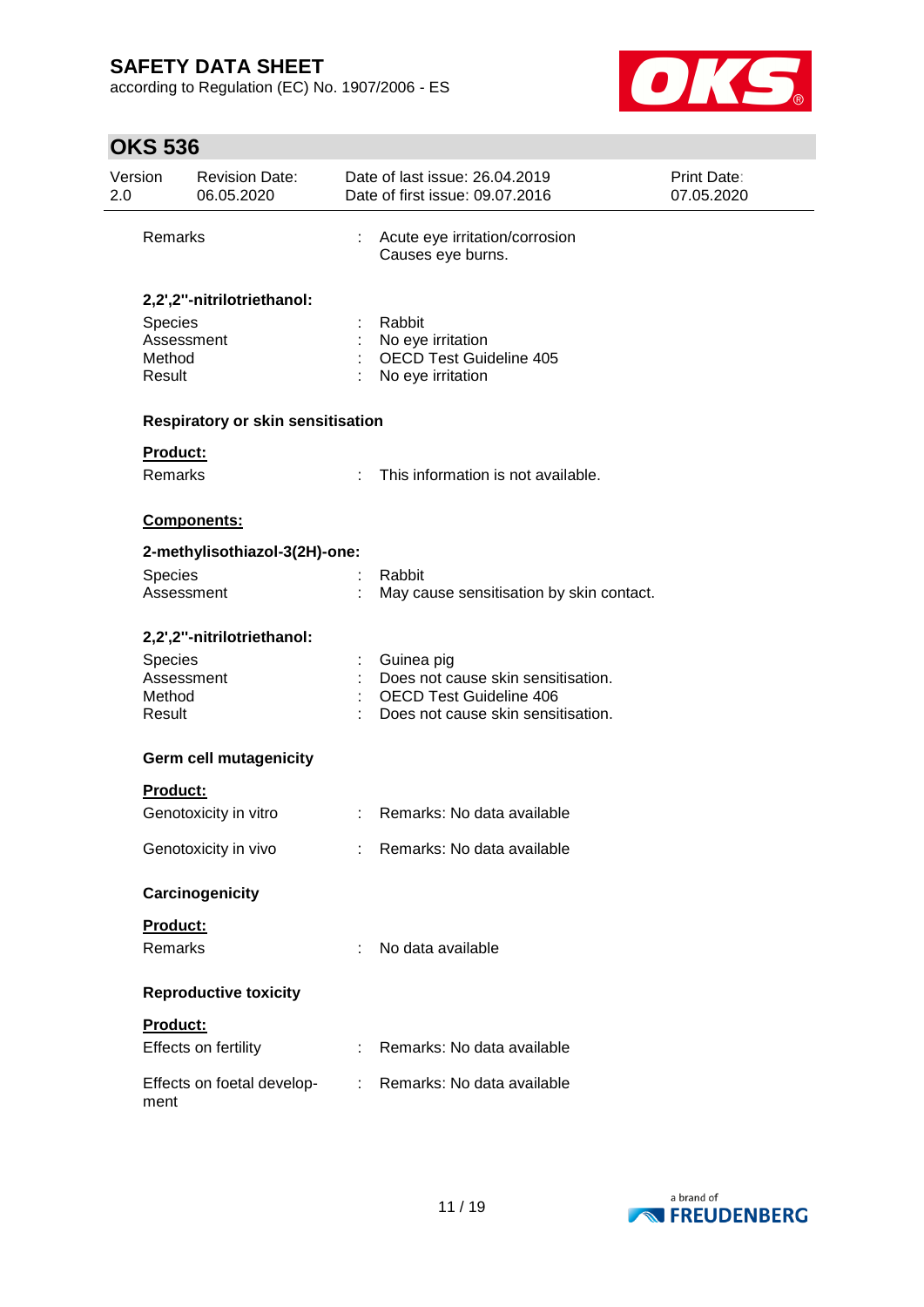Remarks : Acute eye irritation/corrosion
Causes eye burns.

**2,2',2''-nitrilotriethanol:**

| | |
|---|---|
| Species | : Rabbit |
| Assessment | : No eye irritation |
| Method | : OECD Test Guideline 405 |
| Result | : No eye irritation |

**Respiratory or skin sensitisation**

**Product:**

Remarks : This information is not available.

**Components:**

**2-methylisothiazol-3(2H)-one:**

| | |
|---|---|
| Species | : Rabbit |
| Assessment | : May cause sensitisation by skin contact. |

**2,2',2''-nitrilotriethanol:**

| | |
|---|---|
| Species | : Guinea pig |
| Assessment | : Does not cause skin sensitisation. |
| Method | : OECD Test Guideline 406 |
| Result | : Does not cause skin sensitisation. |

**Germ cell mutagenicity**

**Product:**

Genotoxicity in vitro : Remarks: No data available

Genotoxicity in vivo : Remarks: No data available

**Carcinogenicity**

**Product:**

Remarks : No data available

**Reproductive toxicity**

**Product:**

Effects on fertility : Remarks: No data available

Effects on foetal development : Remarks: No data available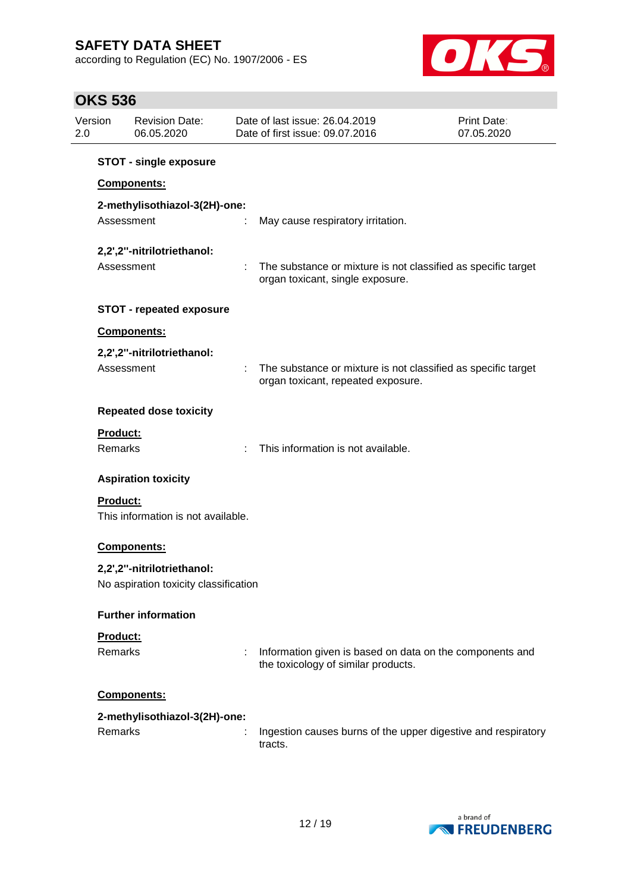**STOT - single exposure**

**Components:**

**2-methylisothiazol-3(2H)-one:**

Assessment : May cause respiratory irritation.

**2,2',2''-nitrilotriethanol:**

Assessment : The substance or mixture is not classified as specific target organ toxicant, single exposure.

**STOT - repeated exposure**

**Components:**

**2,2',2''-nitrilotriethanol:**

Assessment : The substance or mixture is not classified as specific target organ toxicant, repeated exposure.

**Repeated dose toxicity**

**Product:**

Remarks : This information is not available.

**Aspiration toxicity**

**Product:**

This information is not available.

**Components:**

**2,2',2''-nitrilotriethanol:**

No aspiration toxicity classification

**Further information**

**Product:**

Remarks : Information given is based on data on the components and the toxicology of similar products.

**Components:**

**2-methylisothiazol-3(2H)-one:**

Remarks : Ingestion causes burns of the upper digestive and respiratory tracts.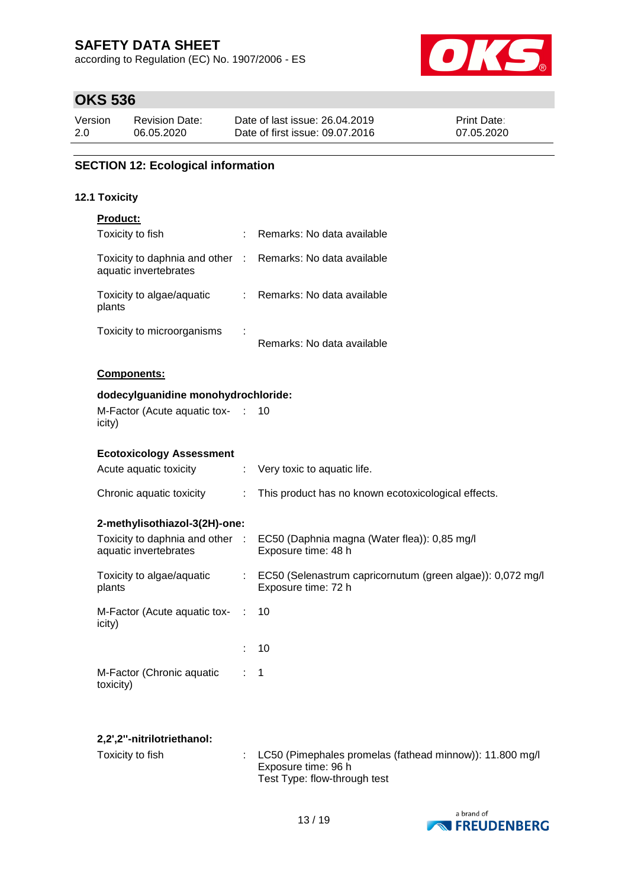## SECTION 12: Ecological information

### 12.1 Toxicity

**Product:**

| | | |
|---|---|---|
| Toxicity to fish | : | Remarks: No data available |
| Toxicity to daphnia and other aquatic invertebrates | : | Remarks: No data available |
| Toxicity to algae/aquatic plants | : | Remarks: No data available |
| Toxicity to microorganisms | : | Remarks: No data available |

**Components:**

**dodecylguanidine monohydrochloride:**

| | | |
|---|---|---|
| M-Factor (Acute aquatic toxicity) | : | 10 |

**Ecotoxicology Assessment**

| | | |
|---|---|---|
| Acute aquatic toxicity | : | Very toxic to aquatic life. |
| Chronic aquatic toxicity | : | This product has no known ecotoxicological effects. |

**2-methylisothiazol-3(2H)-one:**

| | | |
|---|---|---|
| Toxicity to daphnia and other aquatic invertebrates | : | EC50 (Daphnia magna (Water flea)): 0,85 mg/l<br>Exposure time: 48 h |
| Toxicity to algae/aquatic plants | : | EC50 (Selenastrum capricornutum (green algae)): 0,072 mg/l<br>Exposure time: 72 h |
| M-Factor (Acute aquatic toxicity) | : | 10 |
| | : | 10 |
| M-Factor (Chronic aquatic toxicity) | : | 1 |

**2,2',2''-nitrilotriethanol:**

| | | |
|---|---|---|
| Toxicity to fish | : | LC50 (Pimephales promelas (fathead minnow)): 11.800 mg/l<br>Exposure time: 96 h<br>Test Type: flow-through test |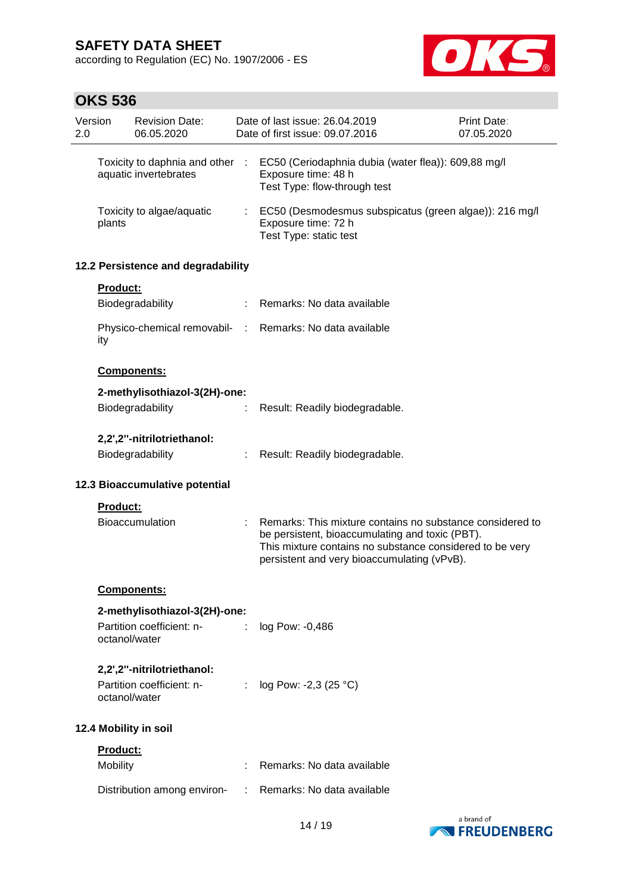Toxicity to daphnia and other aquatic invertebrates : EC50 (Ceriodaphnia dubia (water flea)): 609,88 mg/l
Exposure time: 48 h
Test Type: flow-through test

Toxicity to algae/aquatic plants : EC50 (Desmodesmus subspicatus (green algae)): 216 mg/l
Exposure time: 72 h
Test Type: static test

### 12.2 Persistence and degradability

**Product:**

Biodegradability : Remarks: No data available

Physico-chemical removability : Remarks: No data available

**Components:**

**2-methylisothiazol-3(2H)-one:**

Biodegradability : Result: Readily biodegradable.

**2,2',2''-nitrilotriethanol:**

Biodegradability : Result: Readily biodegradable.

### 12.3 Bioaccumulative potential

**Product:**

Bioaccumulation : Remarks: This mixture contains no substance considered to be persistent, bioaccumulating and toxic (PBT).
This mixture contains no substance considered to be very persistent and very bioaccumulating (vPvB).

**Components:**

**2-methylisothiazol-3(2H)-one:**

Partition coefficient: n-octanol/water : log Pow: -0,486

**2,2',2''-nitrilotriethanol:**

Partition coefficient: n-octanol/water : log Pow: -2,3 (25 °C)

### 12.4 Mobility in soil

**Product:**

Mobility : Remarks: No data available

Distribution among environ- : Remarks: No data available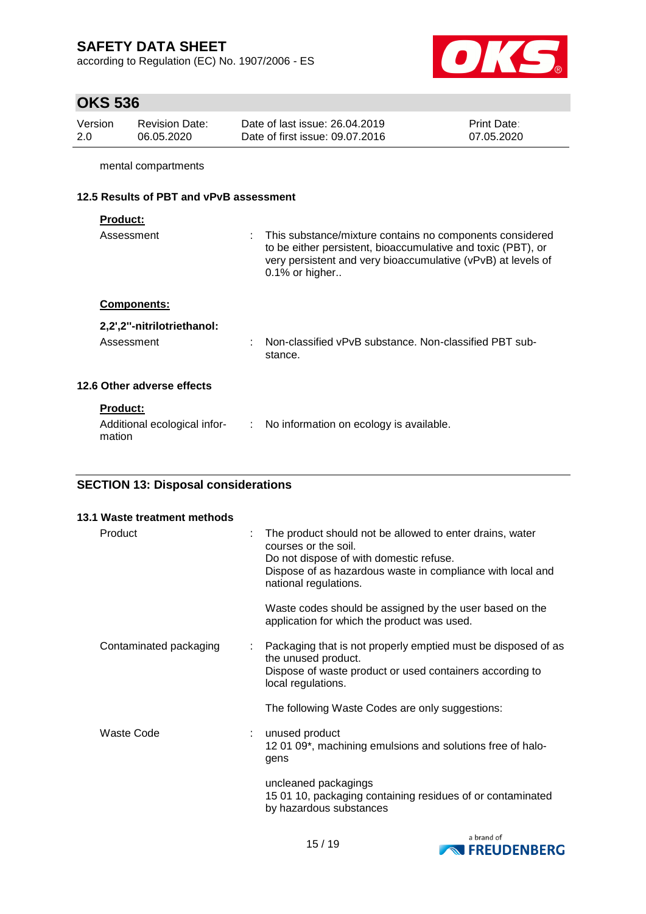mental compartments

### 12.5 Results of PBT and vPvB assessment

**Product:**

Assessment : This substance/mixture contains no components considered to be either persistent, bioaccumulative and toxic (PBT), or very persistent and very bioaccumulative (vPvB) at levels of 0.1% or higher..

**Components:**

**2,2',2''-nitrilotriethanol:**

Assessment : Non-classified vPvB substance. Non-classified PBT substance.

### 12.6 Other adverse effects

**Product:**

Additional ecological information : No information on ecology is available.

## SECTION 13: Disposal considerations

### 13.1 Waste treatment methods

Product : The product should not be allowed to enter drains, water courses or the soil.
Do not dispose of with domestic refuse.
Dispose of as hazardous waste in compliance with local and national regulations.

Waste codes should be assigned by the user based on the application for which the product was used.

Contaminated packaging : Packaging that is not properly emptied must be disposed of as the unused product.
Dispose of waste product or used containers according to local regulations.

The following Waste Codes are only suggestions:

Waste Code : unused product
12 01 09*, machining emulsions and solutions free of halogens

uncleaned packagings
15 01 10, packaging containing residues of or contaminated by hazardous substances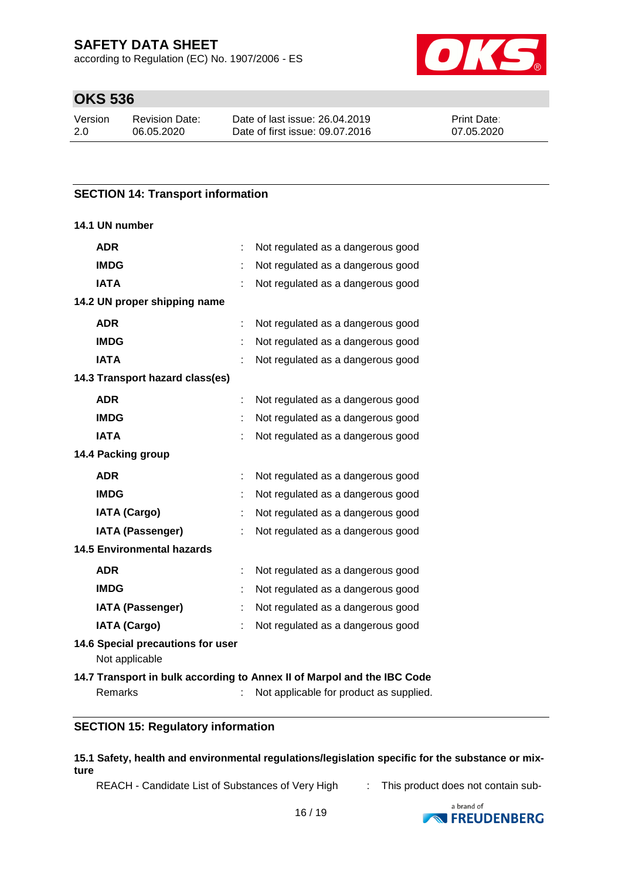## SECTION 14: Transport information

**14.1 UN number**

| | | |
|---|---|---|
| **ADR** | : | Not regulated as a dangerous good |
| **IMDG** | : | Not regulated as a dangerous good |
| **IATA** | : | Not regulated as a dangerous good |

**14.2 UN proper shipping name**

| | | |
|---|---|---|
| **ADR** | : | Not regulated as a dangerous good |
| **IMDG** | : | Not regulated as a dangerous good |
| **IATA** | : | Not regulated as a dangerous good |

**14.3 Transport hazard class(es)**

| | | |
|---|---|---|
| **ADR** | : | Not regulated as a dangerous good |
| **IMDG** | : | Not regulated as a dangerous good |
| **IATA** | : | Not regulated as a dangerous good |

**14.4 Packing group**

| | | |
|---|---|---|
| **ADR** | : | Not regulated as a dangerous good |
| **IMDG** | : | Not regulated as a dangerous good |
| **IATA (Cargo)** | : | Not regulated as a dangerous good |
| **IATA (Passenger)** | : | Not regulated as a dangerous good |

**14.5 Environmental hazards**

| | | |
|---|---|---|
| **ADR** | : | Not regulated as a dangerous good |
| **IMDG** | : | Not regulated as a dangerous good |
| **IATA (Passenger)** | : | Not regulated as a dangerous good |
| **IATA (Cargo)** | : | Not regulated as a dangerous good |

**14.6 Special precautions for user**

Not applicable

**14.7 Transport in bulk according to Annex II of Marpol and the IBC Code**

Remarks : Not applicable for product as supplied.

## SECTION 15: Regulatory information

**15.1 Safety, health and environmental regulations/legislation specific for the substance or mixture**

REACH - Candidate List of Substances of Very High : This product does not contain sub-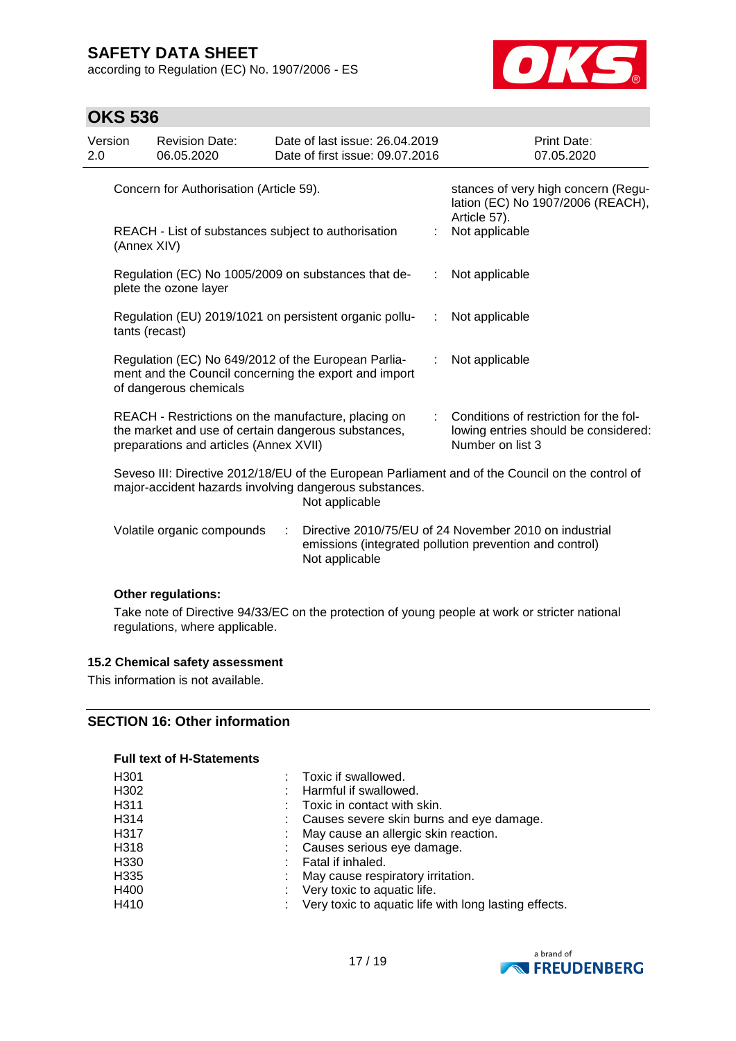| | | |
|---|---|---|
| Concern for Authorisation (Article 59). | | stances of very high concern (Regulation (EC) No 1907/2006 (REACH), Article 57). |
| REACH - List of substances subject to authorisation (Annex XIV) | : | Not applicable |
| Regulation (EC) No 1005/2009 on substances that deplete the ozone layer | : | Not applicable |
| Regulation (EU) 2019/1021 on persistent organic pollutants (recast) | : | Not applicable |
| Regulation (EC) No 649/2012 of the European Parliament and the Council concerning the export and import of dangerous chemicals | : | Not applicable |
| REACH - Restrictions on the manufacture, placing on the market and use of certain dangerous substances, preparations and articles (Annex XVII) | : | Conditions of restriction for the following entries should be considered: Number on list 3 |

Seveso III: Directive 2012/18/EU of the European Parliament and of the Council on the control of major-accident hazards involving dangerous substances.
Not applicable

Volatile organic compounds : Directive 2010/75/EU of 24 November 2010 on industrial emissions (integrated pollution prevention and control)
Not applicable

**Other regulations:**

Take note of Directive 94/33/EC on the protection of young people at work or stricter national regulations, where applicable.

### 15.2 Chemical safety assessment

This information is not available.

## SECTION 16: Other information

**Full text of H-Statements**

| | | |
|---|---|---|
| H301 | : | Toxic if swallowed. |
| H302 | : | Harmful if swallowed. |
| H311 | : | Toxic in contact with skin. |
| H314 | : | Causes severe skin burns and eye damage. |
| H317 | : | May cause an allergic skin reaction. |
| H318 | : | Causes serious eye damage. |
| H330 | : | Fatal if inhaled. |
| H335 | : | May cause respiratory irritation. |
| H400 | : | Very toxic to aquatic life. |
| H410 | : | Very toxic to aquatic life with long lasting effects. |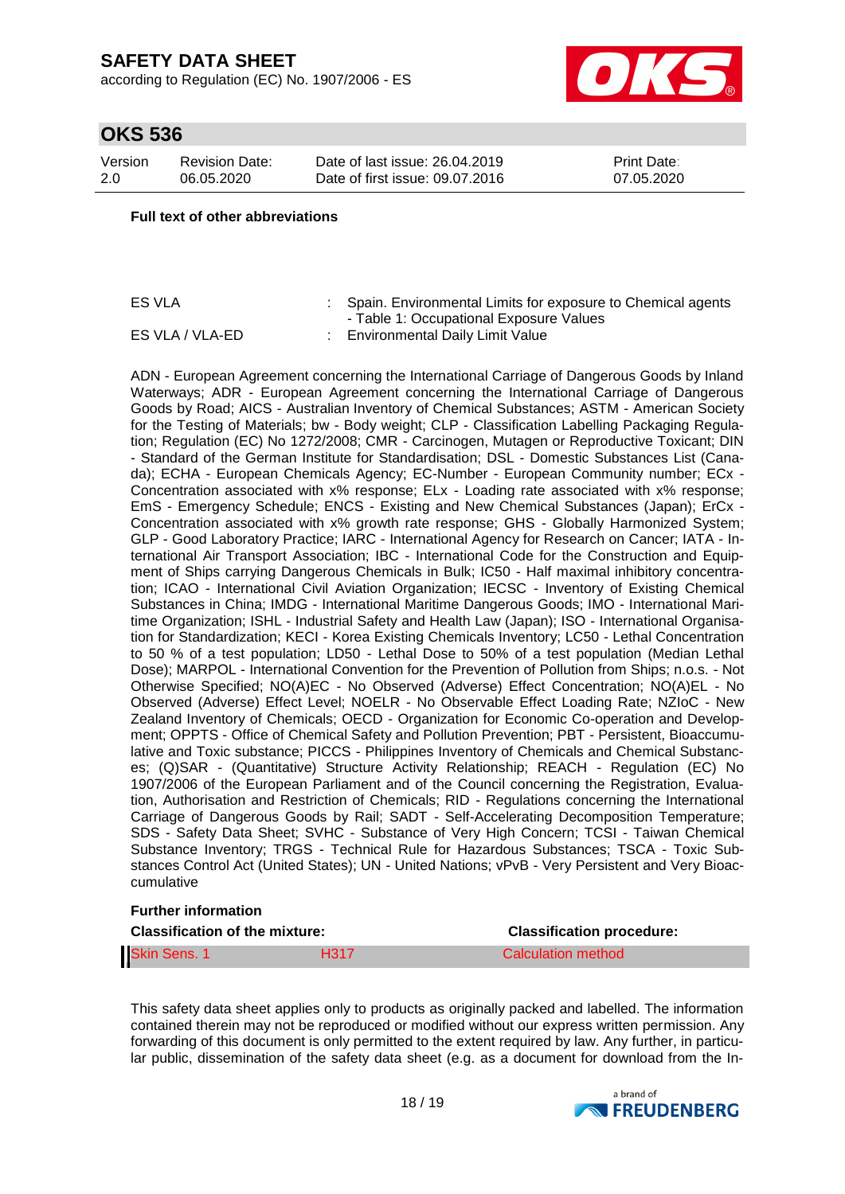**Full text of other abbreviations**

| | | |
|---|---|---|
| ES VLA | : | Spain. Environmental Limits for exposure to Chemical agents - Table 1: Occupational Exposure Values |
| ES VLA / VLA-ED | : | Environmental Daily Limit Value |

ADN - European Agreement concerning the International Carriage of Dangerous Goods by Inland Waterways; ADR - European Agreement concerning the International Carriage of Dangerous Goods by Road; AICS - Australian Inventory of Chemical Substances; ASTM - American Society for the Testing of Materials; bw - Body weight; CLP - Classification Labelling Packaging Regulation; Regulation (EC) No 1272/2008; CMR - Carcinogen, Mutagen or Reproductive Toxicant; DIN - Standard of the German Institute for Standardisation; DSL - Domestic Substances List (Canada); ECHA - European Chemicals Agency; EC-Number - European Community number; ECx - Concentration associated with x% response; ELx - Loading rate associated with x% response; EmS - Emergency Schedule; ENCS - Existing and New Chemical Substances (Japan); ErCx - Concentration associated with x% growth rate response; GHS - Globally Harmonized System; GLP - Good Laboratory Practice; IARC - International Agency for Research on Cancer; IATA - International Air Transport Association; IBC - International Code for the Construction and Equipment of Ships carrying Dangerous Chemicals in Bulk; IC50 - Half maximal inhibitory concentration; ICAO - International Civil Aviation Organization; IECSC - Inventory of Existing Chemical Substances in China; IMDG - International Maritime Dangerous Goods; IMO - International Maritime Organization; ISHL - Industrial Safety and Health Law (Japan); ISO - International Organisation for Standardization; KECI - Korea Existing Chemicals Inventory; LC50 - Lethal Concentration to 50 % of a test population; LD50 - Lethal Dose to 50% of a test population (Median Lethal Dose); MARPOL - International Convention for the Prevention of Pollution from Ships; n.o.s. - Not Otherwise Specified; NO(A)EC - No Observed (Adverse) Effect Concentration; NO(A)EL - No Observed (Adverse) Effect Level; NOELR - No Observable Effect Loading Rate; NZIoC - New Zealand Inventory of Chemicals; OECD - Organization for Economic Co-operation and Development; OPPTS - Office of Chemical Safety and Pollution Prevention; PBT - Persistent, Bioaccumulative and Toxic substance; PICCS - Philippines Inventory of Chemicals and Chemical Substances; (Q)SAR - (Quantitative) Structure Activity Relationship; REACH - Regulation (EC) No 1907/2006 of the European Parliament and of the Council concerning the Registration, Evaluation, Authorisation and Restriction of Chemicals; RID - Regulations concerning the International Carriage of Dangerous Goods by Rail; SADT - Self-Accelerating Decomposition Temperature; SDS - Safety Data Sheet; SVHC - Substance of Very High Concern; TCSI - Taiwan Chemical Substance Inventory; TRGS - Technical Rule for Hazardous Substances; TSCA - Toxic Substances Control Act (United States); UN - United Nations; vPvB - Very Persistent and Very Bioaccumulative

**Further information**

| **Classification of the mixture:** | | **Classification procedure:** |
|---|---|---|
| Skin Sens. 1 | H317 | Calculation method |

This safety data sheet applies only to products as originally packed and labelled. The information contained therein may not be reproduced or modified without our express written permission. Any forwarding of this document is only permitted to the extent required by law. Any further, in particular public, dissemination of the safety data sheet (e.g. as a document for download from the In-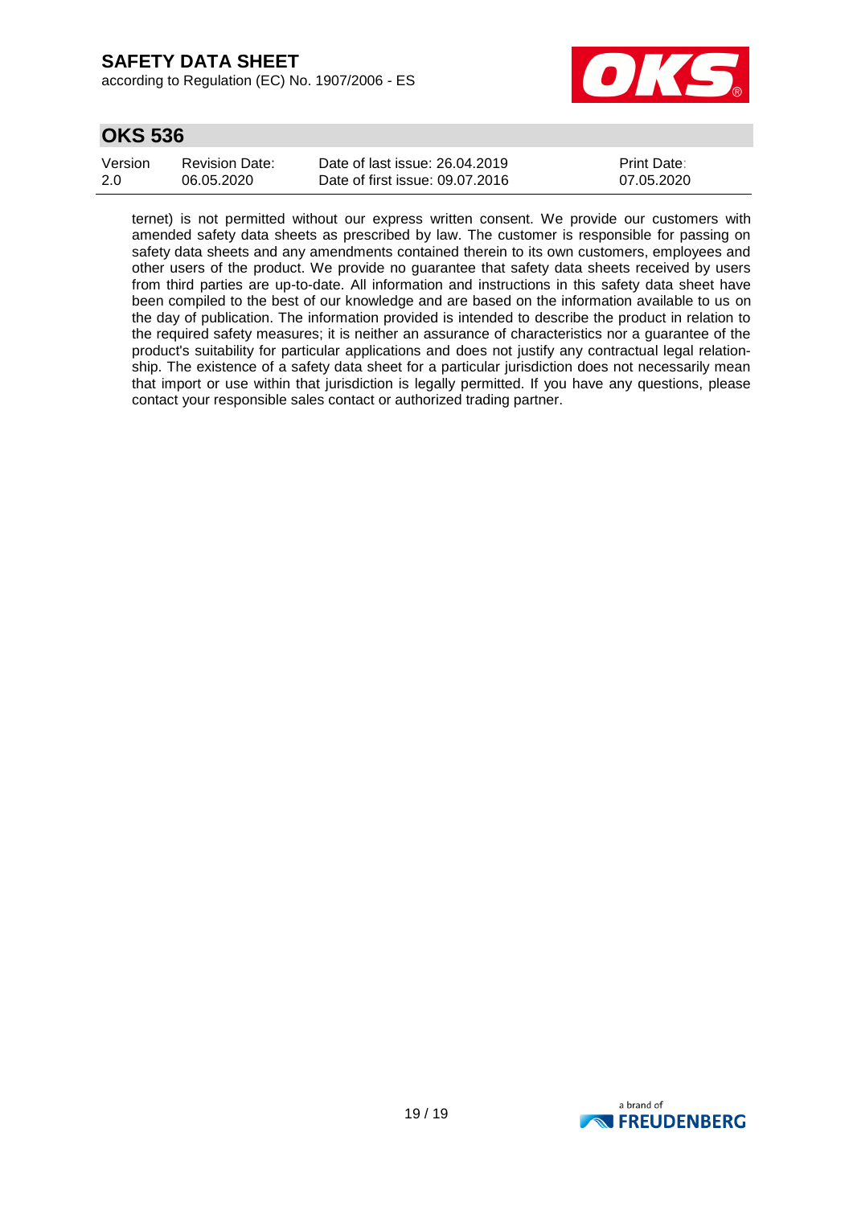ternet) is not permitted without our express written consent. We provide our customers with amended safety data sheets as prescribed by law. The customer is responsible for passing on safety data sheets and any amendments contained therein to its own customers, employees and other users of the product. We provide no guarantee that safety data sheets received by users from third parties are up-to-date. All information and instructions in this safety data sheet have been compiled to the best of our knowledge and are based on the information available to us on the day of publication. The information provided is intended to describe the product in relation to the required safety measures; it is neither an assurance of characteristics nor a guarantee of the product's suitability for particular applications and does not justify any contractual legal relationship. The existence of a safety data sheet for a particular jurisdiction does not necessarily mean that import or use within that jurisdiction is legally permitted. If you have any questions, please contact your responsible sales contact or authorized trading partner.